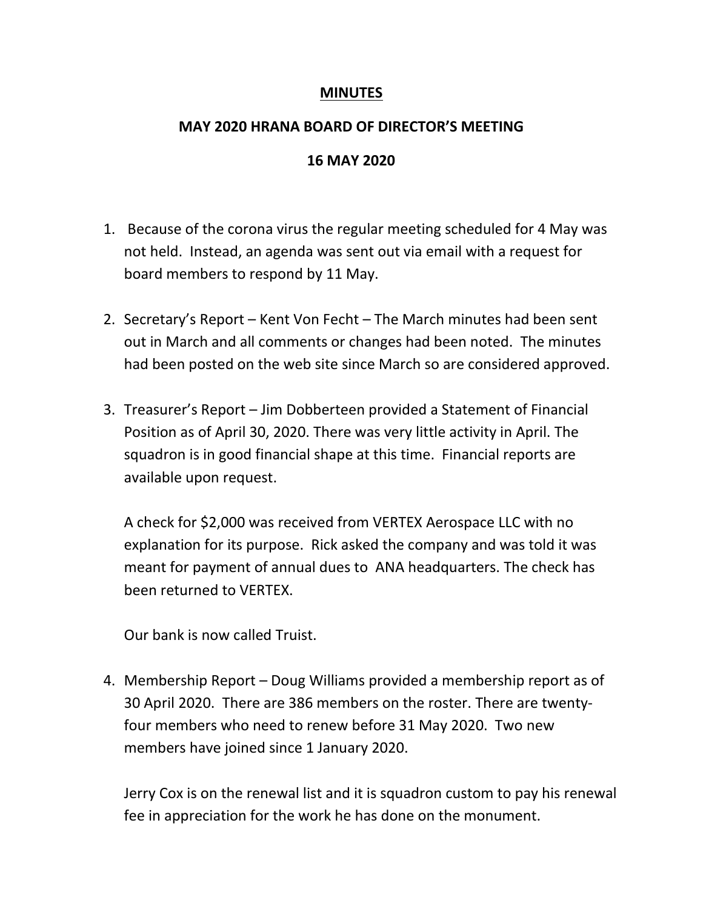**MINUTES**

**MAY 2020 HRANA BOARD OF DIRECTOR'S MEETING**

**16 MAY 2020**

1. Because of the corona virus the regular meeting scheduled for 4 May was not held. Instead, an agenda was sent out via email with a request for board members to respond by 11 May.

2. Secretary's Report – Kent Von Fecht – The March minutes had been sent out in March and all comments or changes had been noted. The minutes had been posted on the web site since March so are considered approved.

3. Treasurer's Report – Jim Dobberteen provided a Statement of Financial Position as of April 30, 2020. There was very little activity in April. The squadron is in good financial shape at this time. Financial reports are available upon request.

   A check for $2,000 was received from VERTEX Aerospace LLC with no explanation for its purpose. Rick asked the company and was told it was meant for payment of annual dues to ANA headquarters. The check has been returned to VERTEX.

   Our bank is now called Truist.

4. Membership Report – Doug Williams provided a membership report as of 30 April 2020. There are 386 members on the roster. There are twenty-four members who need to renew before 31 May 2020. Two new members have joined since 1 January 2020.

   Jerry Cox is on the renewal list and it is squadron custom to pay his renewal fee in appreciation for the work he has done on the monument.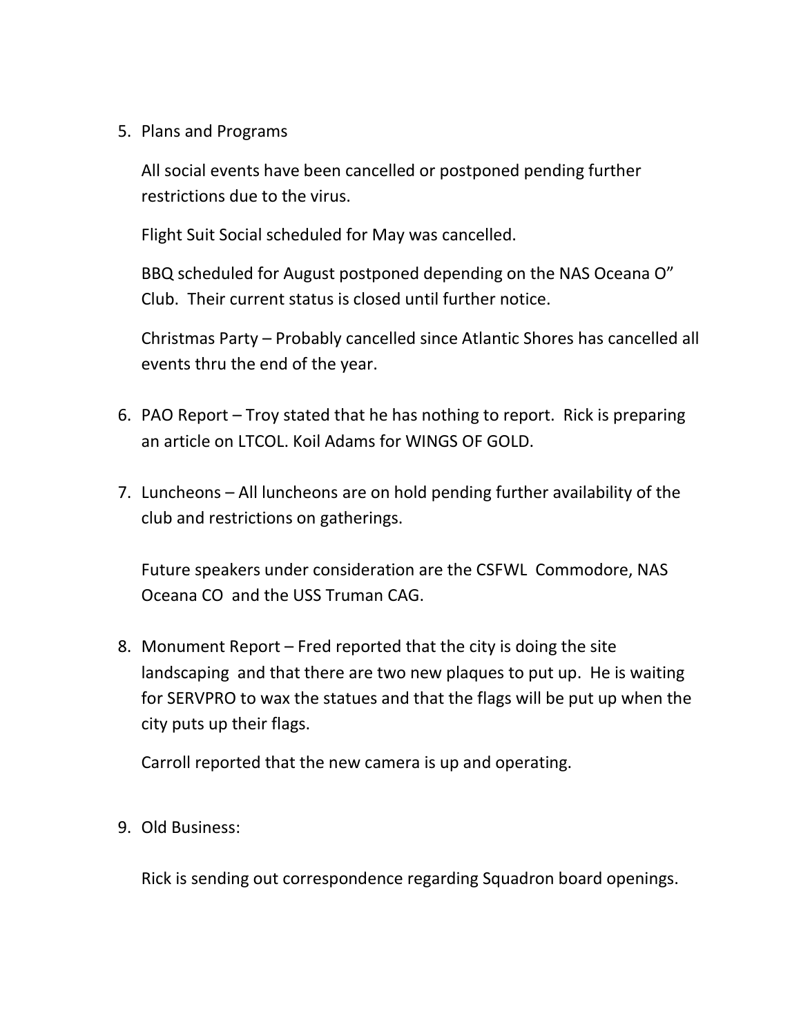5. Plans and Programs

   All social events have been cancelled or postponed pending further restrictions due to the virus.

   Flight Suit Social scheduled for May was cancelled.

   BBQ scheduled for August postponed depending on the NAS Oceana O" Club. Their current status is closed until further notice.

   Christmas Party – Probably cancelled since Atlantic Shores has cancelled all events thru the end of the year.

6. PAO Report – Troy stated that he has nothing to report. Rick is preparing an article on LTCOL. Koil Adams for WINGS OF GOLD.

7. Luncheons – All luncheons are on hold pending further availability of the club and restrictions on gatherings.

   Future speakers under consideration are the CSFWL Commodore, NAS Oceana CO and the USS Truman CAG.

8. Monument Report – Fred reported that the city is doing the site landscaping and that there are two new plaques to put up. He is waiting for SERVPRO to wax the statues and that the flags will be put up when the city puts up their flags.

   Carroll reported that the new camera is up and operating.

9. Old Business:

   Rick is sending out correspondence regarding Squadron board openings.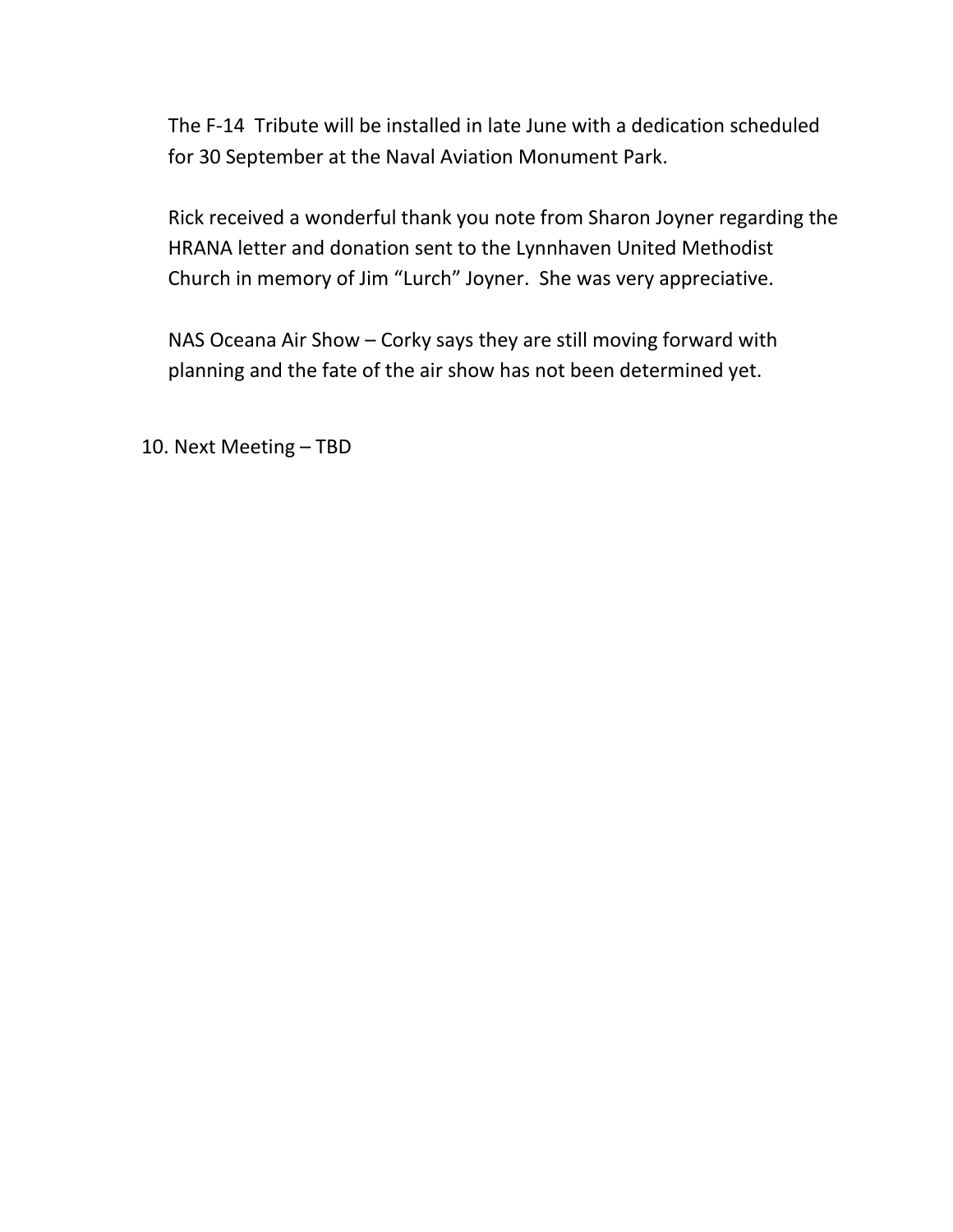The F-14  Tribute will be installed in late June with a dedication scheduled for 30 September at the Naval Aviation Monument Park.

Rick received a wonderful thank you note from Sharon Joyner regarding the HRANA letter and donation sent to the Lynnhaven United Methodist Church in memory of Jim "Lurch" Joyner.  She was very appreciative.

NAS Oceana Air Show – Corky says they are still moving forward with planning and the fate of the air show has not been determined yet.

10. Next Meeting – TBD